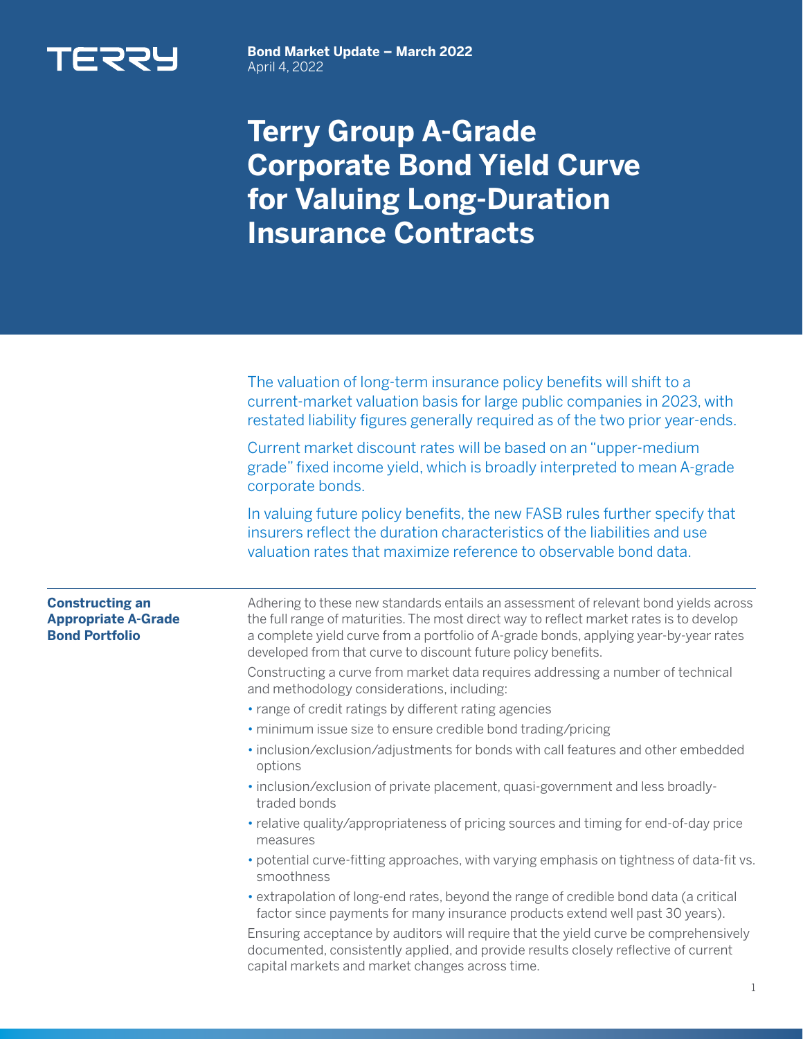TERRY

**Bond Market Update – March 2022**
April 4, 2022

# Terry Group A-Grade Corporate Bond Yield Curve for Valuing Long-Duration Insurance Contracts

The valuation of long-term insurance policy benefits will shift to a current-market valuation basis for large public companies in 2023, with restated liability figures generally required as of the two prior year-ends.

Current market discount rates will be based on an "upper-medium grade" fixed income yield, which is broadly interpreted to mean A-grade corporate bonds.

In valuing future policy benefits, the new FASB rules further specify that insurers reflect the duration characteristics of the liabilities and use valuation rates that maximize reference to observable bond data.

## Constructing an Appropriate A-Grade Bond Portfolio

Adhering to these new standards entails an assessment of relevant bond yields across the full range of maturities. The most direct way to reflect market rates is to develop a complete yield curve from a portfolio of A-grade bonds, applying year-by-year rates developed from that curve to discount future policy benefits.

Constructing a curve from market data requires addressing a number of technical and methodology considerations, including:

- range of credit ratings by different rating agencies
- minimum issue size to ensure credible bond trading/pricing
- inclusion/exclusion/adjustments for bonds with call features and other embedded options
- inclusion/exclusion of private placement, quasi-government and less broadly-traded bonds
- relative quality/appropriateness of pricing sources and timing for end-of-day price measures
- potential curve-fitting approaches, with varying emphasis on tightness of data-fit vs. smoothness
- extrapolation of long-end rates, beyond the range of credible bond data (a critical factor since payments for many insurance products extend well past 30 years).

Ensuring acceptance by auditors will require that the yield curve be comprehensively documented, consistently applied, and provide results closely reflective of current capital markets and market changes across time.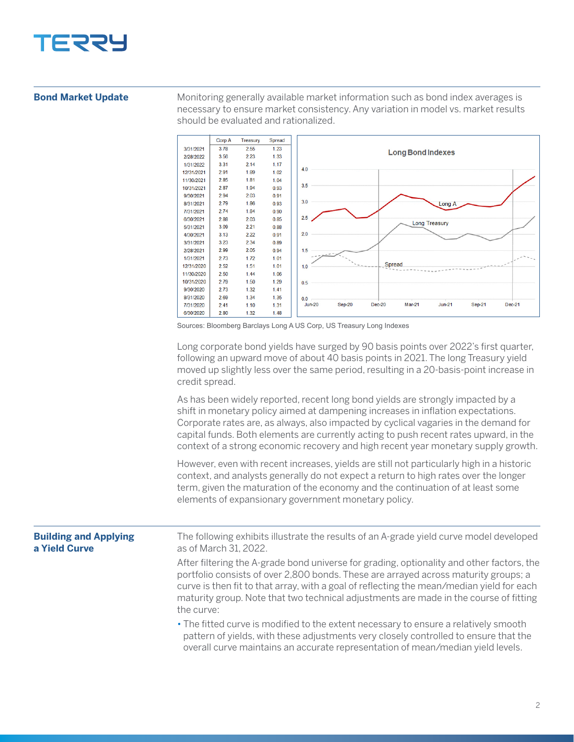## Bond Market Update

Monitoring generally available market information such as bond index averages is necessary to ensure market consistency. Any variation in model vs. market results should be evaluated and rationalized.

| | Corp A | Treasury | Spread |
|---|---|---|---|
| 3/31/2021 | 3.78 | 2.55 | 1.23 |
| 2/28/2022 | 3.56 | 2.23 | 1.33 |
| 1/31/2022 | 3.31 | 2.14 | 1.17 |
| 12/31/2021 | 2.91 | 1.89 | 1.02 |
| 11/30/2021 | 2.85 | 1.81 | 1.04 |
| 10/31/2021 | 2.87 | 1.94 | 0.93 |
| 9/30/2021 | 2.94 | 2.03 | 0.91 |
| 8/31/2021 | 2.79 | 1.86 | 0.93 |
| 7/31/2021 | 2.74 | 1.84 | 0.90 |
| 6/30/2021 | 2.88 | 2.03 | 0.85 |
| 5/31/2021 | 3.09 | 2.21 | 0.88 |
| 4/30/2021 | 3.13 | 2.22 | 0.91 |
| 3/31/2021 | 3.23 | 2.34 | 0.89 |
| 2/28/2021 | 2.99 | 2.05 | 0.94 |
| 1/31/2021 | 2.73 | 1.72 | 1.01 |
| 12/31/2020 | 2.52 | 1.51 | 1.01 |
| 11/30/2020 | 2.50 | 1.44 | 1.06 |
| 10/31/2020 | 2.79 | 1.50 | 1.29 |
| 9/30/2020 | 2.73 | 1.32 | 1.41 |
| 8/31/2020 | 2.69 | 1.34 | 1.35 |
| 7/31/2020 | 2.41 | 1.10 | 1.31 |
| 6/30/2020 | 2.80 | 1.32 | 1.48 |

**Long Bond Indexes**

Sources: Bloomberg Barclays Long A US Corp, US Treasury Long Indexes

Long corporate bond yields have surged by 90 basis points over 2022's first quarter, following an upward move of about 40 basis points in 2021. The long Treasury yield moved up slightly less over the same period, resulting in a 20-basis-point increase in credit spread.

As has been widely reported, recent long bond yields are strongly impacted by a shift in monetary policy aimed at dampening increases in inflation expectations. Corporate rates are, as always, also impacted by cyclical vagaries in the demand for capital funds. Both elements are currently acting to push recent rates upward, in the context of a strong economic recovery and high recent year monetary supply growth.

However, even with recent increases, yields are still not particularly high in a historic context, and analysts generally do not expect a return to high rates over the longer term, given the maturation of the economy and the continuation of at least some elements of expansionary government monetary policy.

## Building and Applying a Yield Curve

The following exhibits illustrate the results of an A-grade yield curve model developed as of March 31, 2022.

After filtering the A-grade bond universe for grading, optionality and other factors, the portfolio consists of over 2,800 bonds. These are arrayed across maturity groups; a curve is then fit to that array, with a goal of reflecting the mean/median yield for each maturity group. Note that two technical adjustments are made in the course of fitting the curve:

- The fitted curve is modified to the extent necessary to ensure a relatively smooth pattern of yields, with these adjustments very closely controlled to ensure that the overall curve maintains an accurate representation of mean/median yield levels.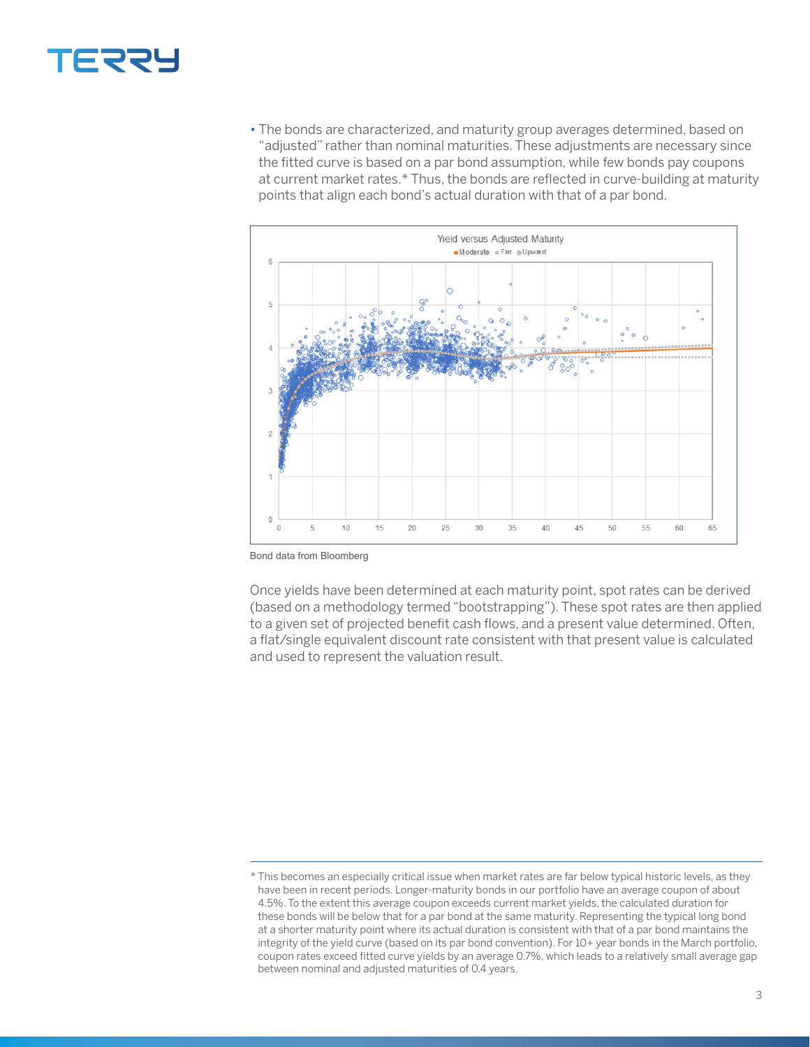- The bonds are characterized, and maturity group averages determined, based on "adjusted" rather than nominal maturities. These adjustments are necessary since the fitted curve is based on a par bond assumption, while few bonds pay coupons at current market rates.* Thus, the bonds are reflected in curve-building at maturity points that align each bond's actual duration with that of a par bond.

Bond data from Bloomberg

Once yields have been determined at each maturity point, spot rates can be derived (based on a methodology termed "bootstrapping"). These spot rates are then applied to a given set of projected benefit cash flows, and a present value determined. Often, a flat/single equivalent discount rate consistent with that present value is calculated and used to represent the valuation result.

---

* This becomes an especially critical issue when market rates are far below typical historic levels, as they have been in recent periods. Longer-maturity bonds in our portfolio have an average coupon of about 4.5%. To the extent this average coupon exceeds current market yields, the calculated duration for these bonds will be below that for a par bond at the same maturity. Representing the typical long bond at a shorter maturity point where its actual duration is consistent with that of a par bond maintains the integrity of the yield curve (based on its par bond convention). For 10+ year bonds in the March portfolio, coupon rates exceed fitted curve yields by an average 0.7%, which leads to a relatively small average gap between nominal and adjusted maturities of 0.4 years.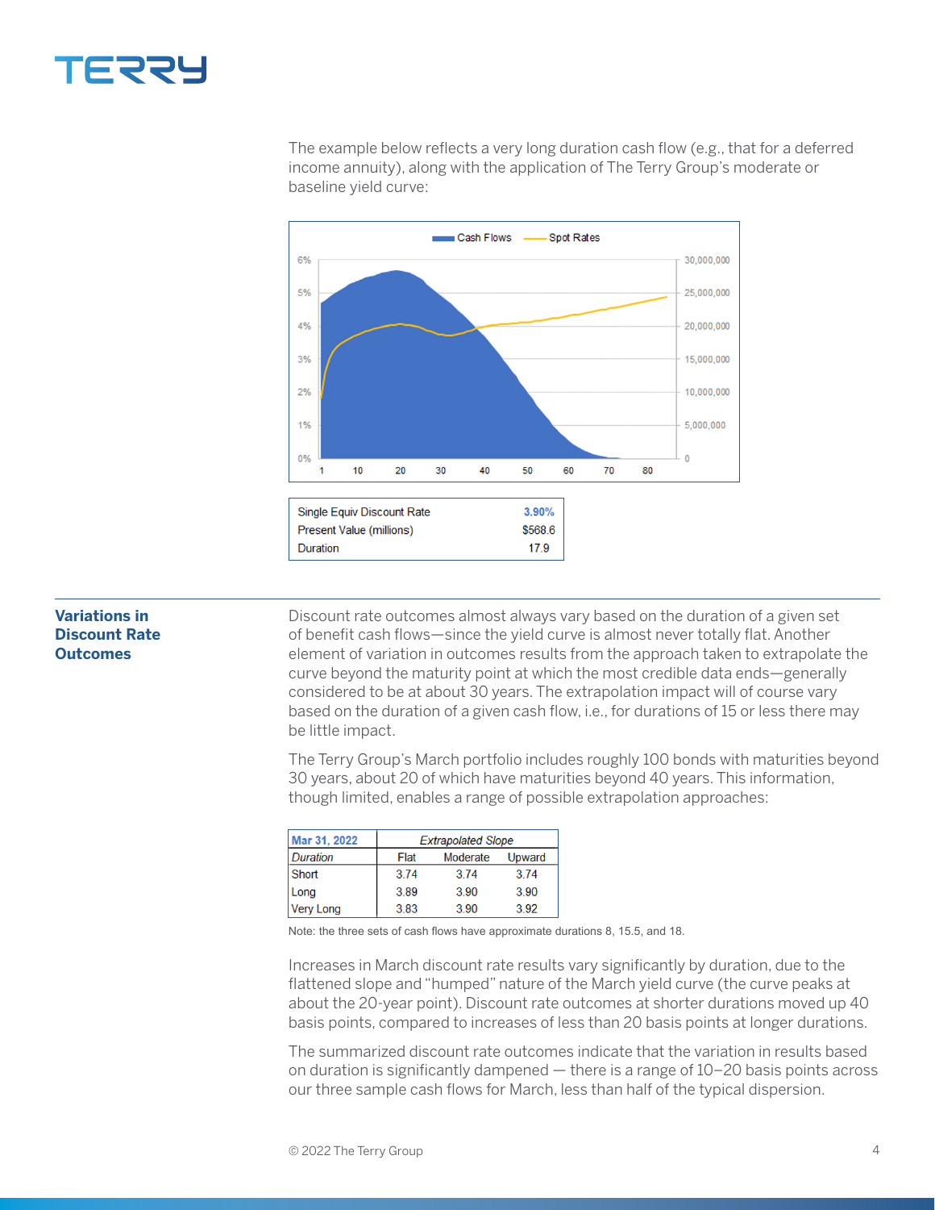The example below reflects a very long duration cash flow (e.g., that for a deferred income annuity), along with the application of The Terry Group's moderate or baseline yield curve:

| | |
|---|---|
| Single Equiv Discount Rate | 3.90% |
| Present Value (millions) | $568.6 |
| Duration | 17.9 |

## Variations in Discount Rate Outcomes

Discount rate outcomes almost always vary based on the duration of a given set of benefit cash flows—since the yield curve is almost never totally flat. Another element of variation in outcomes results from the approach taken to extrapolate the curve beyond the maturity point at which the most credible data ends—generally considered to be at about 30 years. The extrapolation impact will of course vary based on the duration of a given cash flow, i.e., for durations of 15 or less there may be little impact.

The Terry Group's March portfolio includes roughly 100 bonds with maturities beyond 30 years, about 20 of which have maturities beyond 40 years. This information, though limited, enables a range of possible extrapolation approaches:

| Mar 31, 2022 | *Extrapolated Slope* | | |
|---|---|---|---|
| *Duration* | Flat | Moderate | Upward |
| Short | 3.74 | 3.74 | 3.74 |
| Long | 3.89 | 3.90 | 3.90 |
| Very Long | 3.83 | 3.90 | 3.92 |

Note: the three sets of cash flows have approximate durations 8, 15.5, and 18.

Increases in March discount rate results vary significantly by duration, due to the flattened slope and "humped" nature of the March yield curve (the curve peaks at about the 20-year point). Discount rate outcomes at shorter durations moved up 40 basis points, compared to increases of less than 20 basis points at longer durations.

The summarized discount rate outcomes indicate that the variation in results based on duration is significantly dampened — there is a range of 10–20 basis points across our three sample cash flows for March, less than half of the typical dispersion.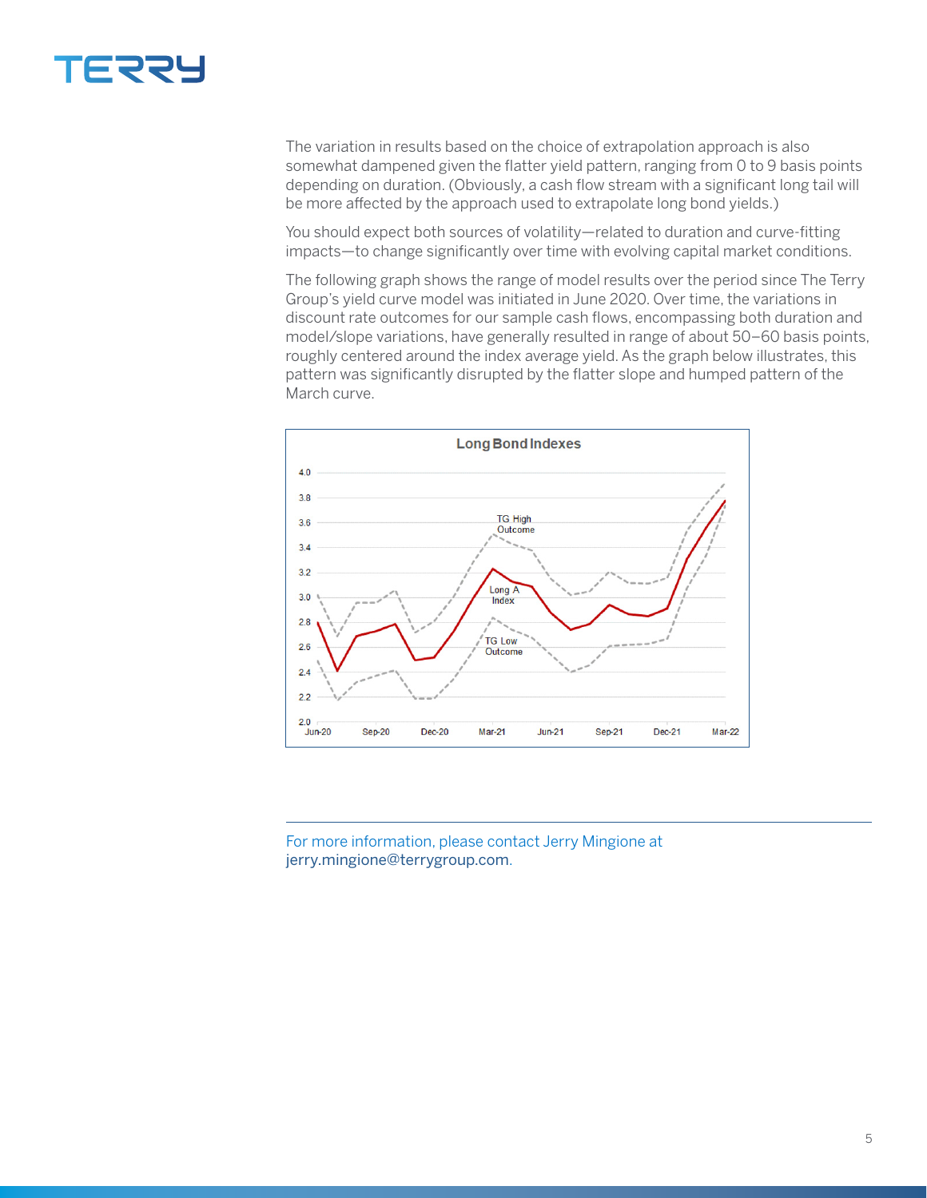The variation in results based on the choice of extrapolation approach is also somewhat dampened given the flatter yield pattern, ranging from 0 to 9 basis points depending on duration. (Obviously, a cash flow stream with a significant long tail will be more affected by the approach used to extrapolate long bond yields.)

You should expect both sources of volatility—related to duration and curve-fitting impacts—to change significantly over time with evolving capital market conditions.

The following graph shows the range of model results over the period since The Terry Group's yield curve model was initiated in June 2020. Over time, the variations in discount rate outcomes for our sample cash flows, encompassing both duration and model/slope variations, have generally resulted in range of about 50–60 basis points, roughly centered around the index average yield. As the graph below illustrates, this pattern was significantly disrupted by the flatter slope and humped pattern of the March curve.

Long Bond Indexes

4.0
3.8
3.6
3.4
3.2
3.0
2.8
2.6
2.4
2.2
2.0

Jun-20 Sep-20 Dec-20 Mar-21 Jun-21 Sep-21 Dec-21 Mar-22

TG High Outcome

Long A Index

TG Low Outcome

---

For more information, please contact Jerry Mingione at jerry.mingione@terrygroup.com.